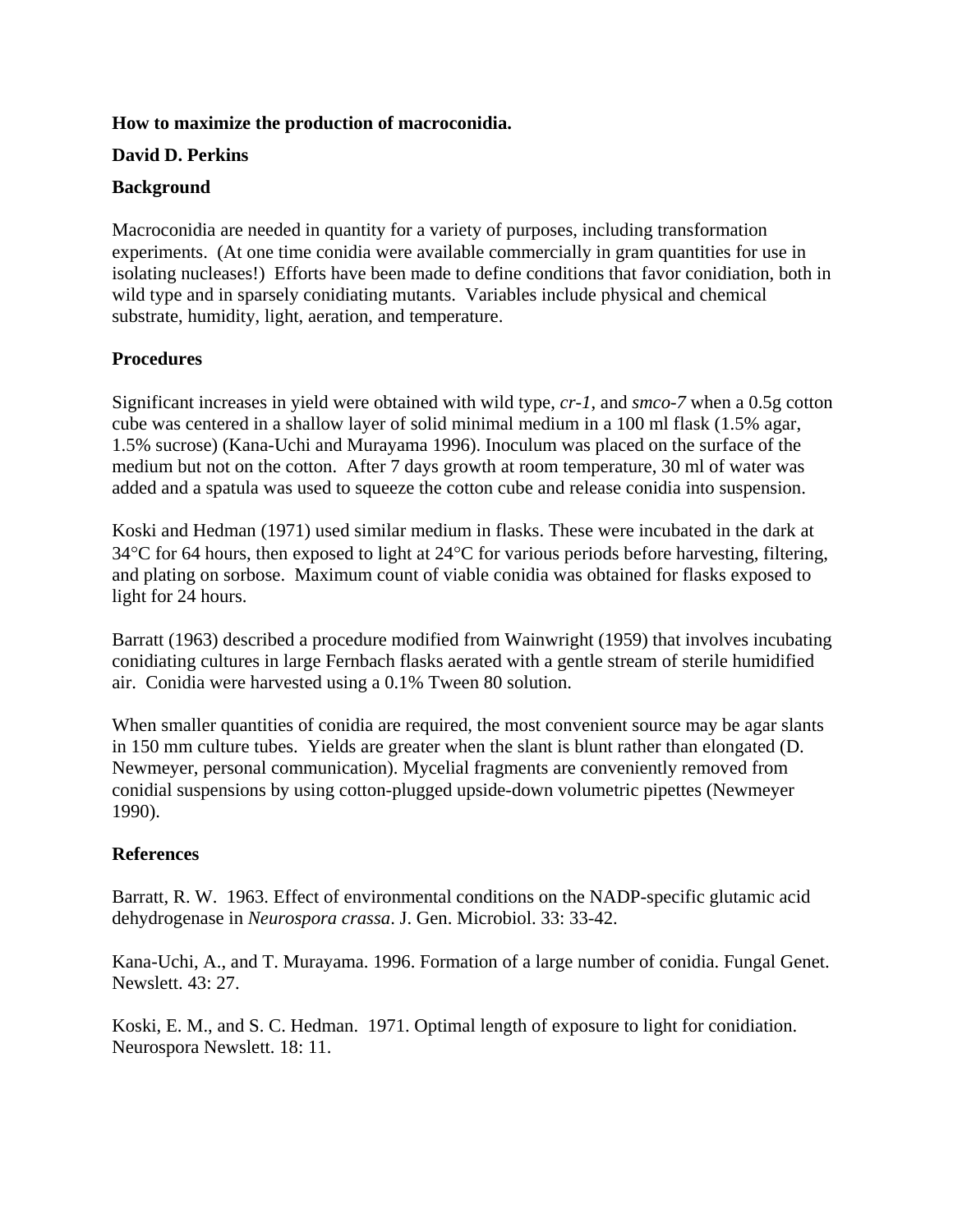**How to maximize the production of macroconidia.**

**David D. Perkins**

**Background**

Macroconidia are needed in quantity for a variety of purposes, including transformation experiments. (At one time conidia were available commercially in gram quantities for use in isolating nucleases!) Efforts have been made to define conditions that favor conidiation, both in wild type and in sparsely conidiating mutants. Variables include physical and chemical substrate, humidity, light, aeration, and temperature.

**Procedures**

Significant increases in yield were obtained with wild type, *cr-1*, and *smco-7* when a 0.5g cotton cube was centered in a shallow layer of solid minimal medium in a 100 ml flask (1.5% agar, 1.5% sucrose) (Kana-Uchi and Murayama 1996). Inoculum was placed on the surface of the medium but not on the cotton. After 7 days growth at room temperature, 30 ml of water was added and a spatula was used to squeeze the cotton cube and release conidia into suspension.

Koski and Hedman (1971) used similar medium in flasks. These were incubated in the dark at 34°C for 64 hours, then exposed to light at 24°C for various periods before harvesting, filtering, and plating on sorbose. Maximum count of viable conidia was obtained for flasks exposed to light for 24 hours.

Barratt (1963) described a procedure modified from Wainwright (1959) that involves incubating conidiating cultures in large Fernbach flasks aerated with a gentle stream of sterile humidified air. Conidia were harvested using a 0.1% Tween 80 solution.

When smaller quantities of conidia are required, the most convenient source may be agar slants in 150 mm culture tubes. Yields are greater when the slant is blunt rather than elongated (D. Newmeyer, personal communication). Mycelial fragments are conveniently removed from conidial suspensions by using cotton-plugged upside-down volumetric pipettes (Newmeyer 1990).

**References**

Barratt, R. W. 1963. Effect of environmental conditions on the NADP-specific glutamic acid dehydrogenase in *Neurospora crassa*. J. Gen. Microbiol. 33: 33-42.

Kana-Uchi, A., and T. Murayama. 1996. Formation of a large number of conidia. Fungal Genet. Newslett. 43: 27.

Koski, E. M., and S. C. Hedman. 1971. Optimal length of exposure to light for conidiation. Neurospora Newslett. 18: 11.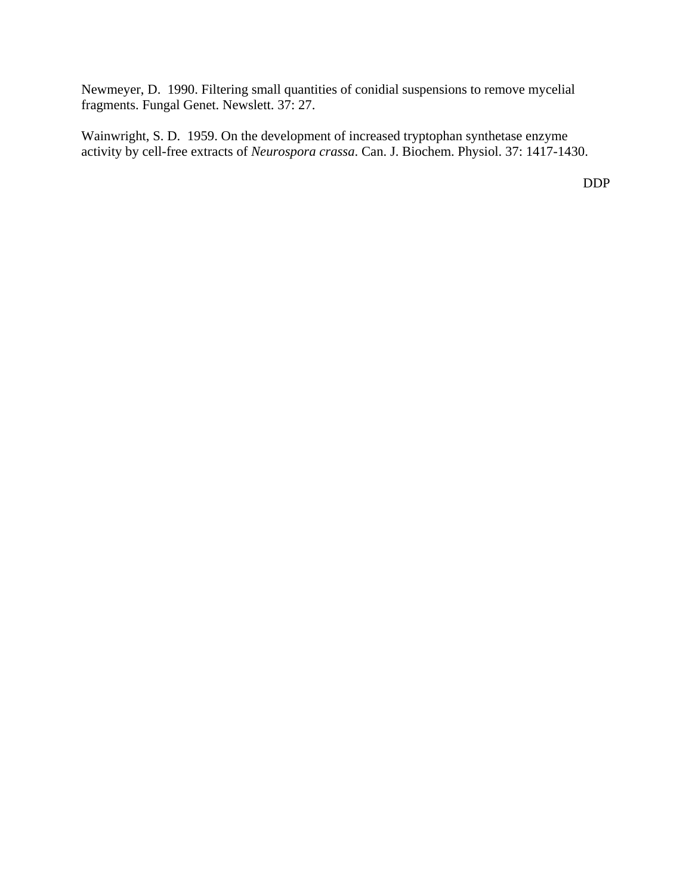Newmeyer, D. 1990. Filtering small quantities of conidial suspensions to remove mycelial fragments. Fungal Genet. Newslett. 37: 27.

Wainwright, S. D. 1959. On the development of increased tryptophan synthetase enzyme activity by cell-free extracts of *Neurospora crassa*. Can. J. Biochem. Physiol. 37: 1417-1430.

DDP